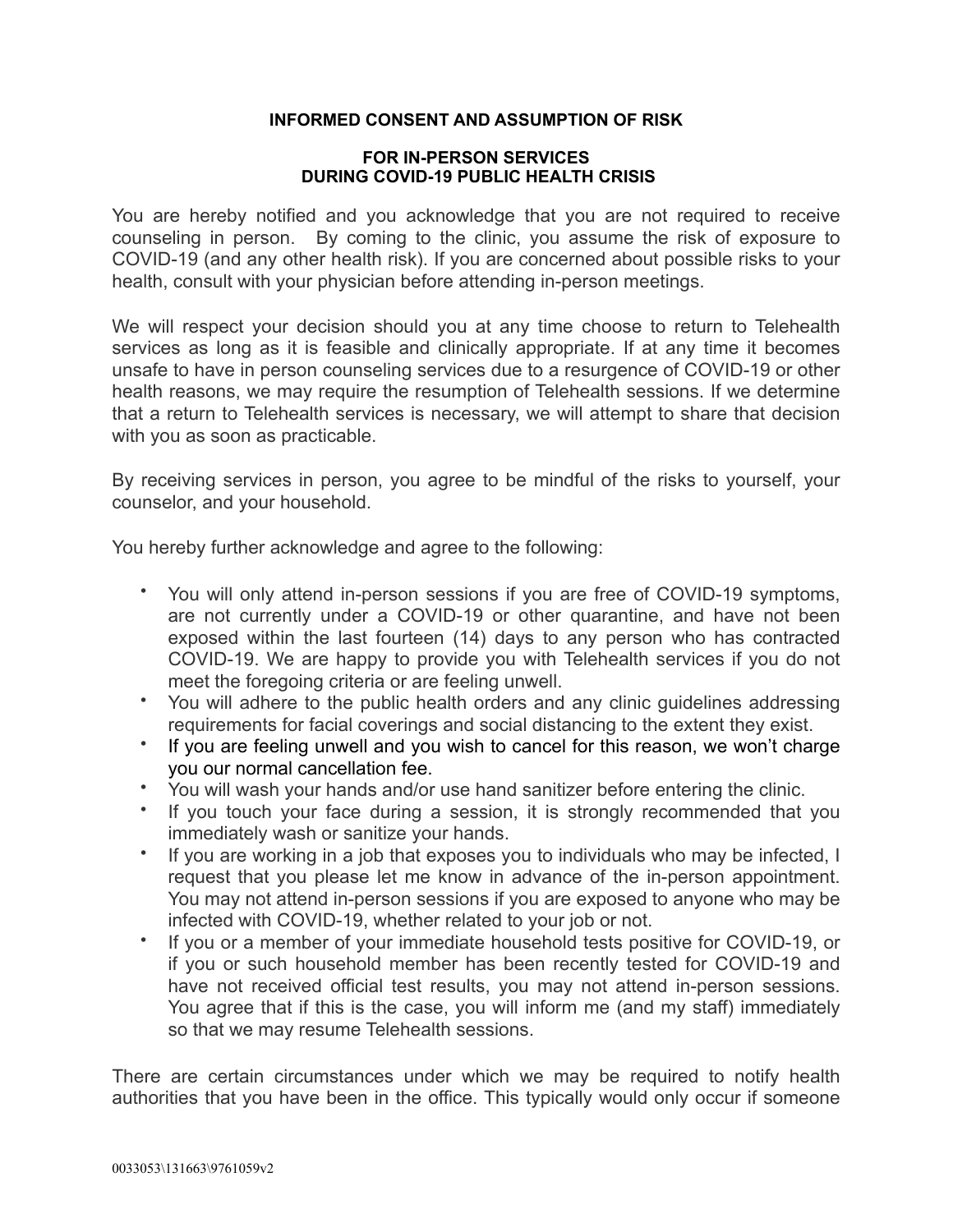**INFORMED CONSENT AND ASSUMPTION OF RISK**

**FOR IN-PERSON SERVICES DURING COVID-19 PUBLIC HEALTH CRISIS**

You are hereby notified and you acknowledge that you are not required to receive counseling in person. By coming to the clinic, you assume the risk of exposure to COVID-19 (and any other health risk). If you are concerned about possible risks to your health, consult with your physician before attending in-person meetings.

We will respect your decision should you at any time choose to return to Telehealth services as long as it is feasible and clinically appropriate. If at any time it becomes unsafe to have in person counseling services due to a resurgence of COVID-19 or other health reasons, we may require the resumption of Telehealth sessions. If we determine that a return to Telehealth services is necessary, we will attempt to share that decision with you as soon as practicable.

By receiving services in person, you agree to be mindful of the risks to yourself, your counselor, and your household.

You hereby further acknowledge and agree to the following:

- You will only attend in-person sessions if you are free of COVID-19 symptoms, are not currently under a COVID-19 or other quarantine, and have not been exposed within the last fourteen (14) days to any person who has contracted COVID-19. We are happy to provide you with Telehealth services if you do not meet the foregoing criteria or are feeling unwell.
- You will adhere to the public health orders and any clinic guidelines addressing requirements for facial coverings and social distancing to the extent they exist.
- If you are feeling unwell and you wish to cancel for this reason, we won't charge you our normal cancellation fee.
- You will wash your hands and/or use hand sanitizer before entering the clinic.
- If you touch your face during a session, it is strongly recommended that you immediately wash or sanitize your hands.
- If you are working in a job that exposes you to individuals who may be infected, I request that you please let me know in advance of the in-person appointment. You may not attend in-person sessions if you are exposed to anyone who may be infected with COVID-19, whether related to your job or not.
- If you or a member of your immediate household tests positive for COVID-19, or if you or such household member has been recently tested for COVID-19 and have not received official test results, you may not attend in-person sessions. You agree that if this is the case, you will inform me (and my staff) immediately so that we may resume Telehealth sessions.

There are certain circumstances under which we may be required to notify health authorities that you have been in the office. This typically would only occur if someone

0033053\131663\9761059v2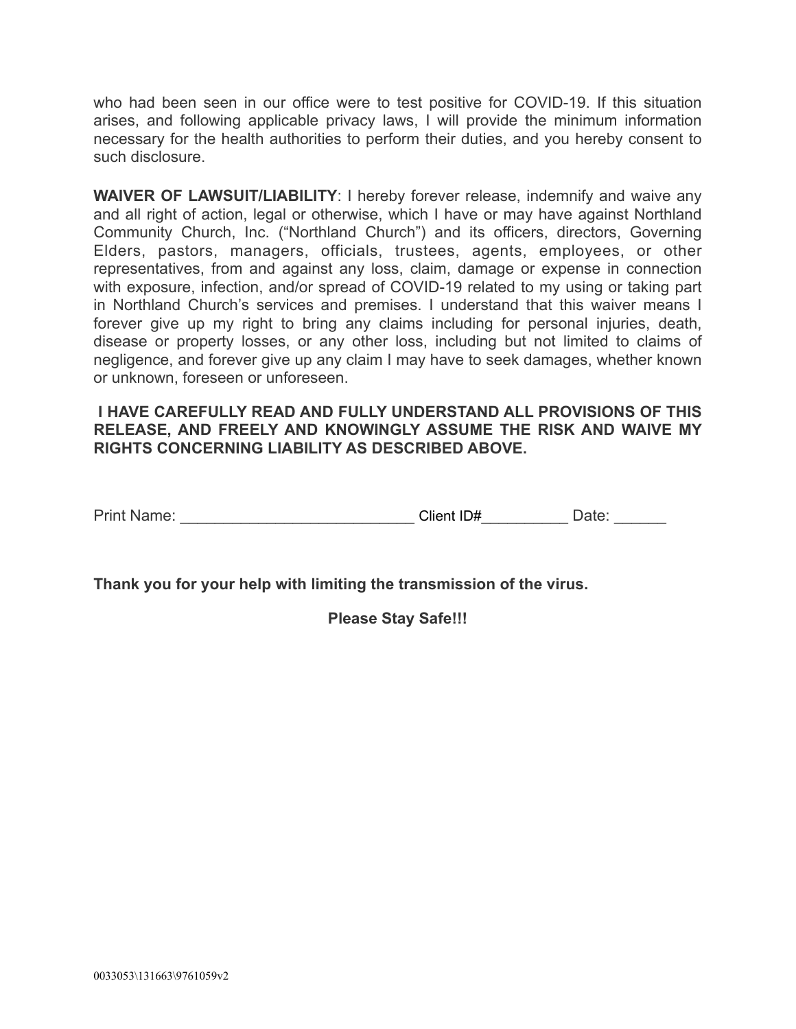who had been seen in our office were to test positive for COVID-19. If this situation arises, and following applicable privacy laws, I will provide the minimum information necessary for the health authorities to perform their duties, and you hereby consent to such disclosure.

**WAIVER OF LAWSUIT/LIABILITY**: I hereby forever release, indemnify and waive any and all right of action, legal or otherwise, which I have or may have against Northland Community Church, Inc. ("Northland Church") and its officers, directors, Governing Elders, pastors, managers, officials, trustees, agents, employees, or other representatives, from and against any loss, claim, damage or expense in connection with exposure, infection, and/or spread of COVID-19 related to my using or taking part in Northland Church's services and premises. I understand that this waiver means I forever give up my right to bring any claims including for personal injuries, death, disease or property losses, or any other loss, including but not limited to claims of negligence, and forever give up any claim I may have to seek damages, whether known or unknown, foreseen or unforeseen.

**I HAVE CAREFULLY READ AND FULLY UNDERSTAND ALL PROVISIONS OF THIS RELEASE, AND FREELY AND KNOWINGLY ASSUME THE RISK AND WAIVE MY RIGHTS CONCERNING LIABILITY AS DESCRIBED ABOVE.**

Print Name: ___________________________ Client ID#__________ Date: ______

**Thank you for your help with limiting the transmission of the virus.**

**Please Stay Safe!!!**

0033053\131663\9761059v2